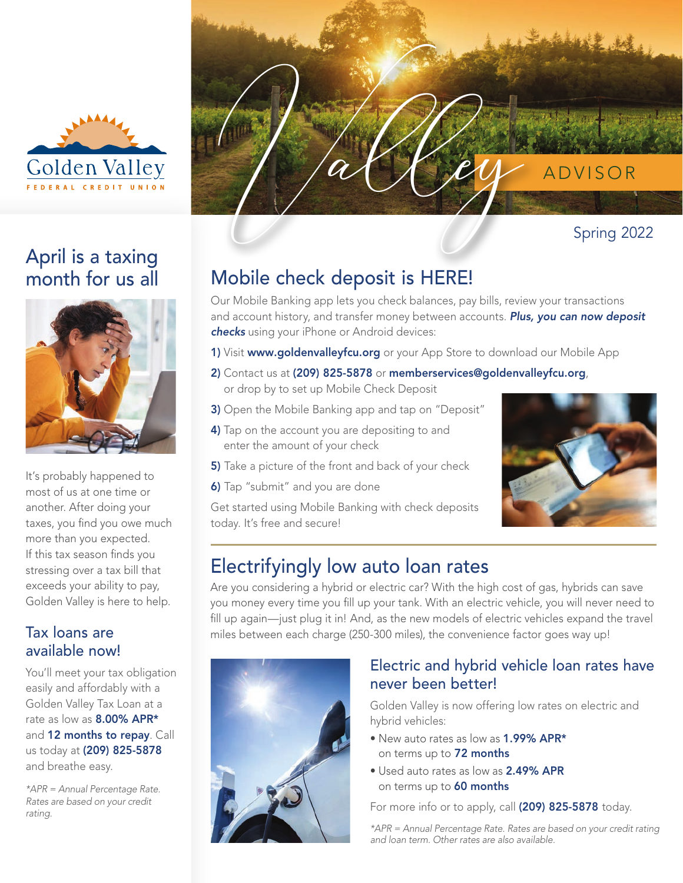Golden Valley
FEDERAL CREDIT UNION

# Valley ADVISOR

Spring 2022

## April is a taxing month for us all

It's probably happened to most of us at one time or another. After doing your taxes, you find you owe much more than you expected. If this tax season finds you stressing over a tax bill that exceeds your ability to pay, Golden Valley is here to help.

### Tax loans are available now!

You'll meet your tax obligation easily and affordably with a Golden Valley Tax Loan at a rate as low as **8.00% APR*** and **12 months to repay**. Call us today at **(209) 825-5878** and breathe easy.

*\*APR = Annual Percentage Rate. Rates are based on your credit rating.*

## Mobile check deposit is HERE!

Our Mobile Banking app lets you check balances, pay bills, review your transactions and account history, and transfer money between accounts. ***Plus, you can now deposit checks*** using your iPhone or Android devices:

**1)** Visit **www.goldenvalleyfcu.org** or your App Store to download our Mobile App

**2)** Contact us at **(209) 825-5878** or **memberservices@goldenvalleyfcu.org**, or drop by to set up Mobile Check Deposit

**3)** Open the Mobile Banking app and tap on "Deposit"

**4)** Tap on the account you are depositing to and enter the amount of your check

**5)** Take a picture of the front and back of your check

**6)** Tap "submit" and you are done

Get started using Mobile Banking with check deposits today. It's free and secure!

## Electrifyingly low auto loan rates

Are you considering a hybrid or electric car? With the high cost of gas, hybrids can save you money every time you fill up your tank. With an electric vehicle, you will never need to fill up again—just plug it in! And, as the new models of electric vehicles expand the travel miles between each charge (250-300 miles), the convenience factor goes way up!

### Electric and hybrid vehicle loan rates have never been better!

Golden Valley is now offering low rates on electric and hybrid vehicles:

- New auto rates as low as **1.99% APR*** on terms up to **72 months**
- Used auto rates as low as **2.49% APR** on terms up to **60 months**

For more info or to apply, call **(209) 825-5878** today.

*\*APR = Annual Percentage Rate. Rates are based on your credit rating and loan term. Other rates are also available.*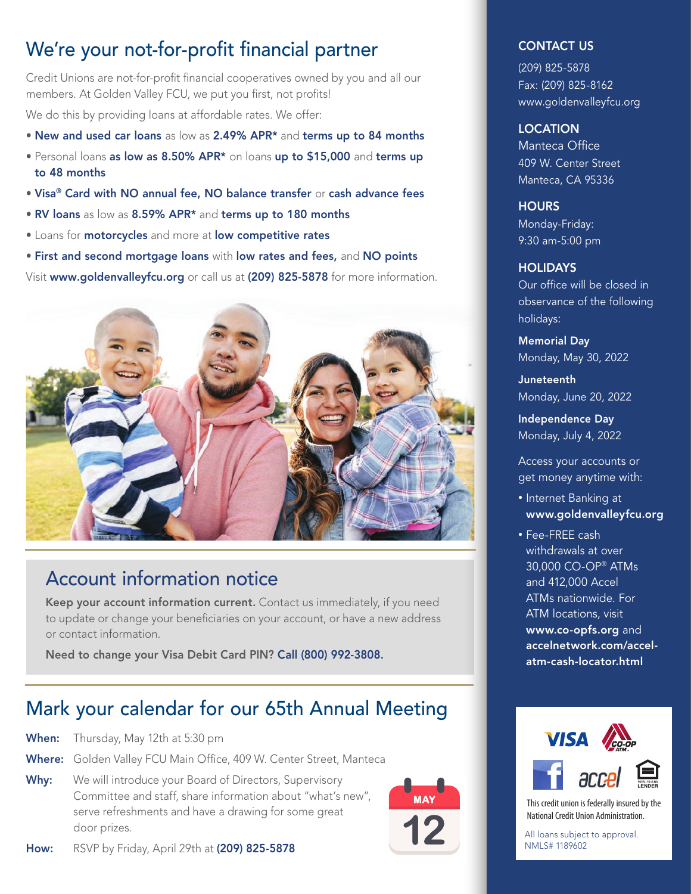# We're your not-for-profit financial partner

Credit Unions are not-for-profit financial cooperatives owned by you and all our members. At Golden Valley FCU, we put you first, not profits!

We do this by providing loans at affordable rates. We offer:

- **New and used car loans** as low as **2.49% APR*** and **terms up to 84 months**
- Personal loans **as low as 8.50% APR*** on loans **up to $15,000** and **terms up to 48 months**
- **Visa® Card with NO annual fee, NO balance transfer** or **cash advance fees**
- **RV loans** as low as **8.59% APR*** and **terms up to 180 months**
- Loans for **motorcycles** and more at **low competitive rates**
- **First and second mortgage loans** with **low rates and fees,** and **NO points**

Visit **www.goldenvalleyfcu.org** or call us at **(209) 825-5878** for more information.

## Account information notice

**Keep your account information current.** Contact us immediately, if you need to update or change your beneficiaries on your account, or have a new address or contact information.

**Need to change your Visa Debit Card PIN? Call (800) 992-3808.**

## Mark your calendar for our 65th Annual Meeting

**When:** Thursday, May 12th at 5:30 pm

**Where:** Golden Valley FCU Main Office, 409 W. Center Street, Manteca

**Why:** We will introduce your Board of Directors, Supervisory Committee and staff, share information about "what's new", serve refreshments and have a drawing for some great door prizes.

**How:** RSVP by Friday, April 29th at **(209) 825-5878**

MAY 12

### CONTACT US

(209) 825-5878
Fax: (209) 825-8162
www.goldenvalleyfcu.org

### LOCATION

Manteca Office
409 W. Center Street
Manteca, CA 95336

### HOURS

Monday-Friday:
9:30 am-5:00 pm

### HOLIDAYS

Our office will be closed in observance of the following holidays:

**Memorial Day**
Monday, May 30, 2022

**Juneteenth**
Monday, June 20, 2022

**Independence Day**
Monday, July 4, 2022

Access your accounts or get money anytime with:

- Internet Banking at **www.goldenvalleyfcu.org**
- Fee-FREE cash withdrawals at over 30,000 CO-OP® ATMs and 412,000 Accel ATMs nationwide. For ATM locations, visit **www.co-opfs.org** and **accelnetwork.com/accel-atm-cash-locator.html**

This credit union is federally insured by the National Credit Union Administration.

All loans subject to approval.
NMLS# 1189602